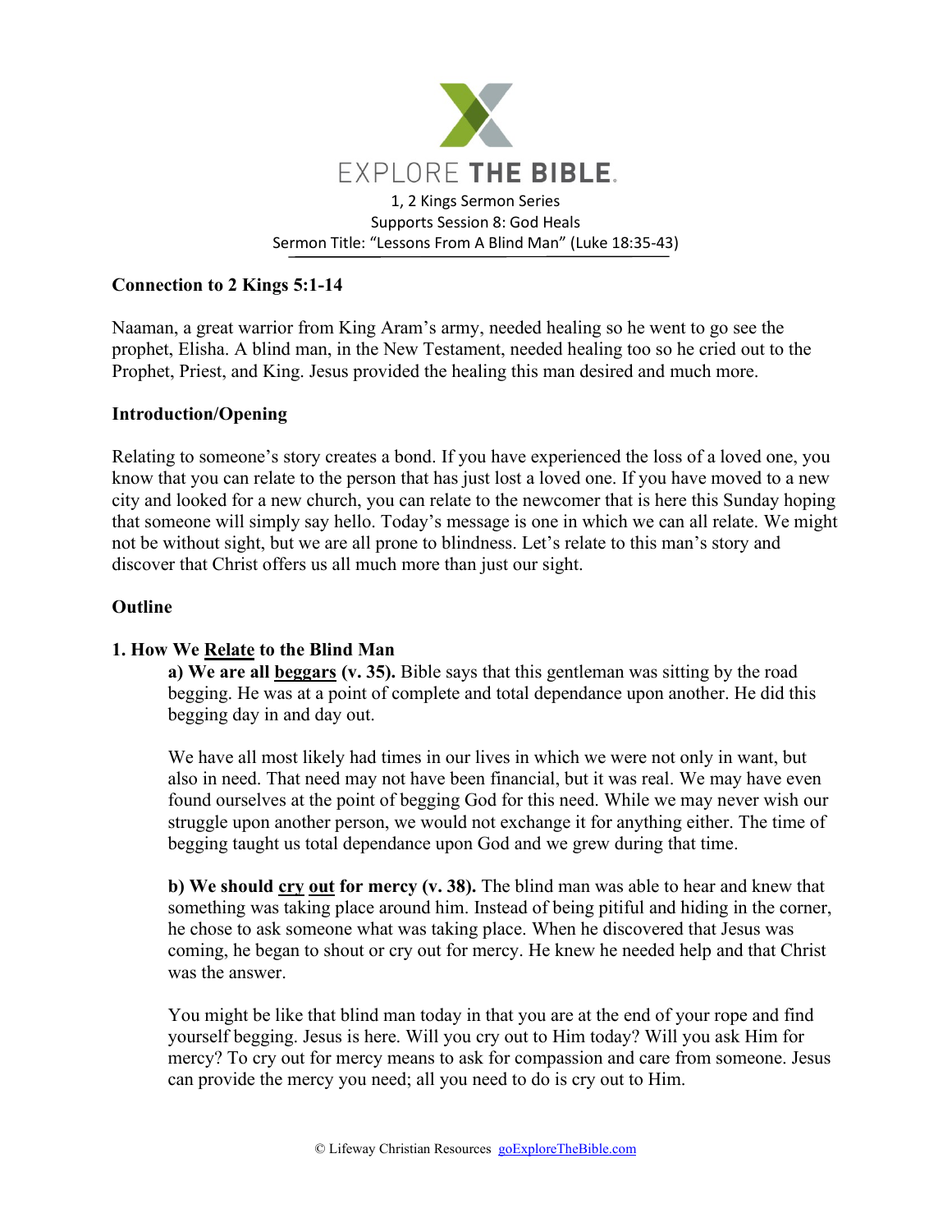EXPLORE THE BIBLE.

1, 2 Kings Sermon Series
Supports Session 8: God Heals
Sermon Title: "Lessons From A Blind Man" (Luke 18:35-43)

**Connection to 2 Kings 5:1-14**

Naaman, a great warrior from King Aram's army, needed healing so he went to go see the prophet, Elisha. A blind man, in the New Testament, needed healing too so he cried out to the Prophet, Priest, and King. Jesus provided the healing this man desired and much more.

**Introduction/Opening**

Relating to someone's story creates a bond. If you have experienced the loss of a loved one, you know that you can relate to the person that has just lost a loved one. If you have moved to a new city and looked for a new church, you can relate to the newcomer that is here this Sunday hoping that someone will simply say hello. Today's message is one in which we can all relate. We might not be without sight, but we are all prone to blindness. Let's relate to this man's story and discover that Christ offers us all much more than just our sight.

**Outline**

**1. How We <u>Relate</u> to the Blind Man**

**a) We are all <u>beggars</u> (v. 35).** Bible says that this gentleman was sitting by the road begging. He was at a point of complete and total dependance upon another. He did this begging day in and day out.

We have all most likely had times in our lives in which we were not only in want, but also in need. That need may not have been financial, but it was real. We may have even found ourselves at the point of begging God for this need. While we may never wish our struggle upon another person, we would not exchange it for anything either. The time of begging taught us total dependance upon God and we grew during that time.

**b) We should <u>cry</u> <u>out</u> for mercy (v. 38).** The blind man was able to hear and knew that something was taking place around him. Instead of being pitiful and hiding in the corner, he chose to ask someone what was taking place. When he discovered that Jesus was coming, he began to shout or cry out for mercy. He knew he needed help and that Christ was the answer.

You might be like that blind man today in that you are at the end of your rope and find yourself begging. Jesus is here. Will you cry out to Him today? Will you ask Him for mercy? To cry out for mercy means to ask for compassion and care from someone. Jesus can provide the mercy you need; all you need to do is cry out to Him.

© Lifeway Christian Resources goExploreTheBible.com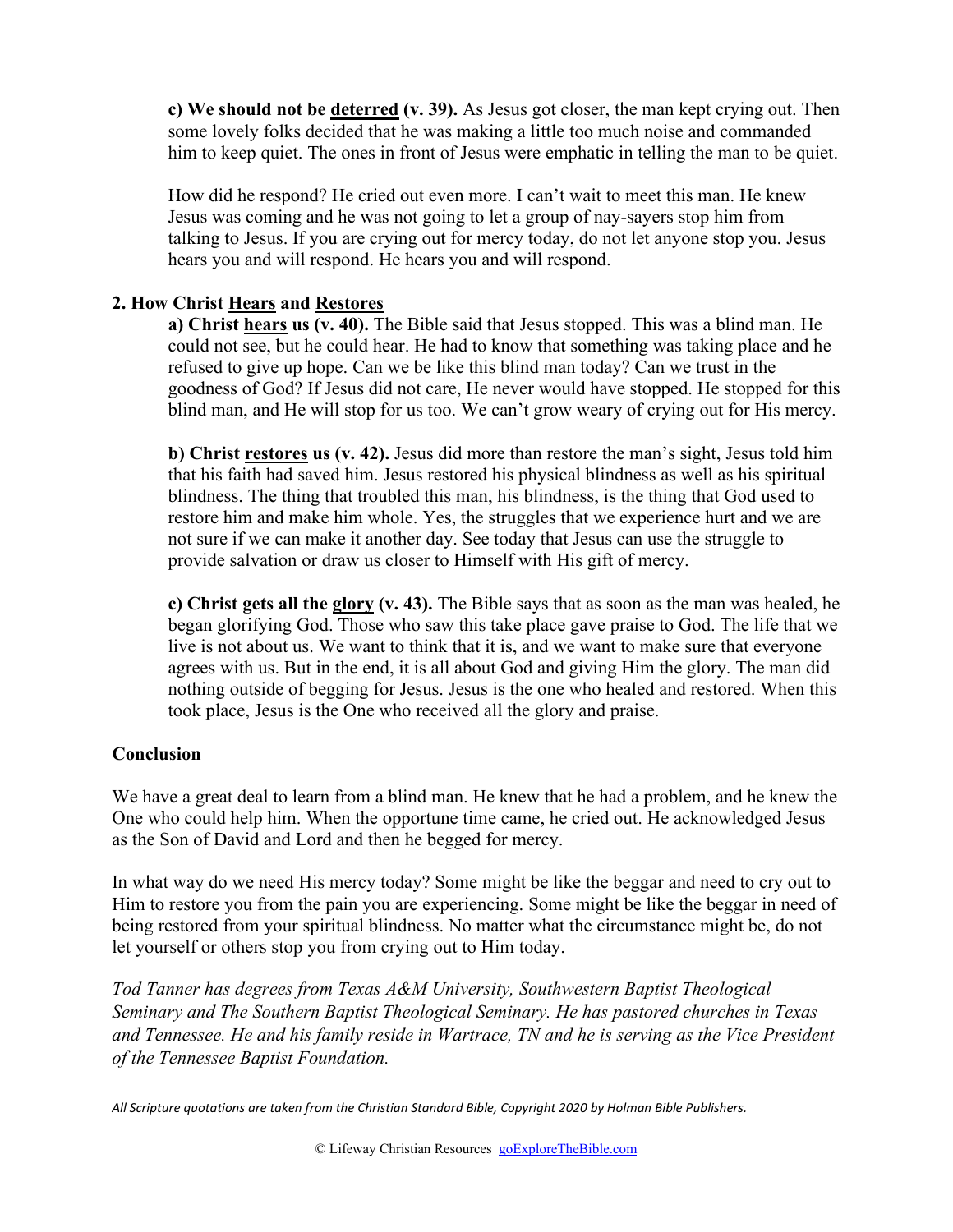**c) We should not be <u>deterred</u> (v. 39).** As Jesus got closer, the man kept crying out. Then some lovely folks decided that he was making a little too much noise and commanded him to keep quiet. The ones in front of Jesus were emphatic in telling the man to be quiet.

How did he respond? He cried out even more. I can't wait to meet this man. He knew Jesus was coming and he was not going to let a group of nay-sayers stop him from talking to Jesus. If you are crying out for mercy today, do not let anyone stop you. Jesus hears you and will respond. He hears you and will respond.

**2. How Christ <u>Hears</u> and <u>Restores</u>**

**a) Christ <u>hears</u> us (v. 40).** The Bible said that Jesus stopped. This was a blind man. He could not see, but he could hear. He had to know that something was taking place and he refused to give up hope. Can we be like this blind man today? Can we trust in the goodness of God? If Jesus did not care, He never would have stopped. He stopped for this blind man, and He will stop for us too. We can't grow weary of crying out for His mercy.

**b) Christ <u>restores</u> us (v. 42).** Jesus did more than restore the man's sight, Jesus told him that his faith had saved him. Jesus restored his physical blindness as well as his spiritual blindness. The thing that troubled this man, his blindness, is the thing that God used to restore him and make him whole. Yes, the struggles that we experience hurt and we are not sure if we can make it another day. See today that Jesus can use the struggle to provide salvation or draw us closer to Himself with His gift of mercy.

**c) Christ gets all the <u>glory</u> (v. 43).** The Bible says that as soon as the man was healed, he began glorifying God. Those who saw this take place gave praise to God. The life that we live is not about us. We want to think that it is, and we want to make sure that everyone agrees with us. But in the end, it is all about God and giving Him the glory. The man did nothing outside of begging for Jesus. Jesus is the one who healed and restored. When this took place, Jesus is the One who received all the glory and praise.

**Conclusion**

We have a great deal to learn from a blind man. He knew that he had a problem, and he knew the One who could help him. When the opportune time came, he cried out. He acknowledged Jesus as the Son of David and Lord and then he begged for mercy.

In what way do we need His mercy today? Some might be like the beggar and need to cry out to Him to restore you from the pain you are experiencing. Some might be like the beggar in need of being restored from your spiritual blindness. No matter what the circumstance might be, do not let yourself or others stop you from crying out to Him today.

*Tod Tanner has degrees from Texas A&M University, Southwestern Baptist Theological Seminary and The Southern Baptist Theological Seminary. He has pastored churches in Texas and Tennessee. He and his family reside in Wartrace, TN and he is serving as the Vice President of the Tennessee Baptist Foundation.*

*All Scripture quotations are taken from the Christian Standard Bible, Copyright 2020 by Holman Bible Publishers.*

© Lifeway Christian Resources goExploreTheBible.com